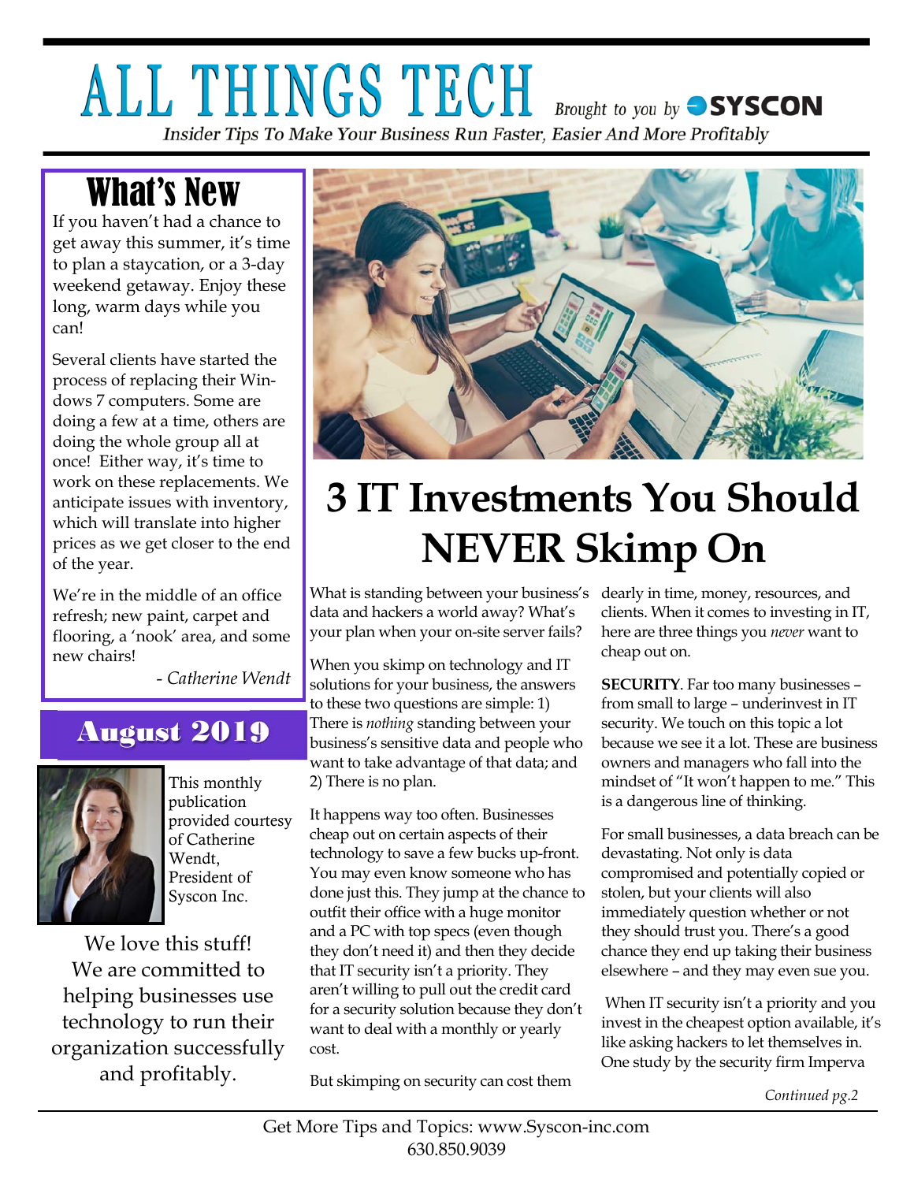# ALL THINGS TECH

Brought to you by SYSCON

*Insider Tips To Make Your Business Run Faster, Easier And More Profitably*

## What's New

If you haven't had a chance to get away this summer, it's time to plan a staycation, or a 3-day weekend getaway. Enjoy these long, warm days while you can!

Several clients have started the process of replacing their Windows 7 computers. Some are doing a few at a time, others are doing the whole group all at once! Either way, it's time to work on these replacements. We anticipate issues with inventory, which will translate into higher prices as we get closer to the end of the year.

We're in the middle of an office refresh; new paint, carpet and flooring, a 'nook' area, and some new chairs!

- *Catherine Wendt*

## August 2019

This monthly publication provided courtesy of Catherine Wendt, President of Syscon Inc.

We love this stuff! We are committed to helping businesses use technology to run their organization successfully and profitably.

# 3 IT Investments You Should NEVER Skimp On

What is standing between your business's data and hackers a world away? What's your plan when your on-site server fails?

When you skimp on technology and IT solutions for your business, the answers to these two questions are simple: 1) There is *nothing* standing between your business's sensitive data and people who want to take advantage of that data; and 2) There is no plan.

It happens way too often. Businesses cheap out on certain aspects of their technology to save a few bucks up-front. You may even know someone who has done just this. They jump at the chance to outfit their office with a huge monitor and a PC with top specs (even though they don't need it) and then they decide that IT security isn't a priority. They aren't willing to pull out the credit card for a security solution because they don't want to deal with a monthly or yearly cost.

But skimping on security can cost them dearly in time, money, resources, and clients. When it comes to investing in IT, here are three things you *never* want to cheap out on.

**SECURITY**. Far too many businesses – from small to large – underinvest in IT security. We touch on this topic a lot because we see it a lot. These are business owners and managers who fall into the mindset of "It won't happen to me." This is a dangerous line of thinking.

For small businesses, a data breach can be devastating. Not only is data compromised and potentially copied or stolen, but your clients will also immediately question whether or not they should trust you. There's a good chance they end up taking their business elsewhere – and they may even sue you.

When IT security isn't a priority and you invest in the cheapest option available, it's like asking hackers to let themselves in. One study by the security firm Imperva

*Continued pg.2*

Get More Tips and Topics: www.Syscon-inc.com
630.850.9039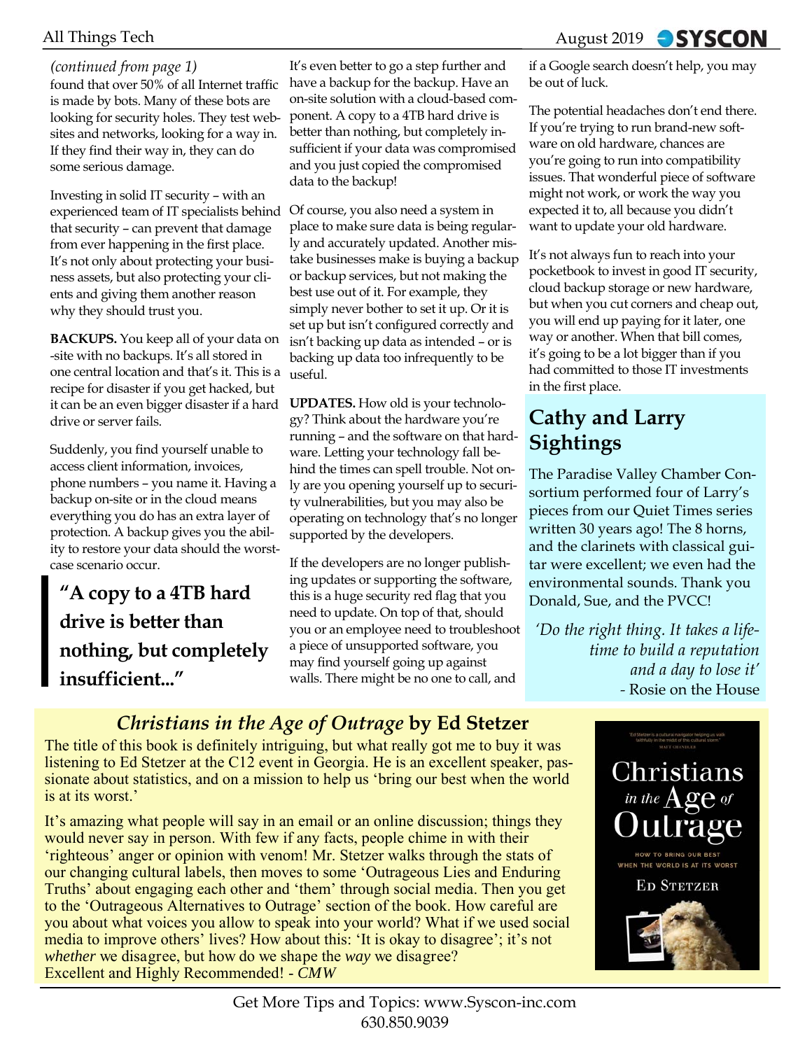*(continued from page 1)*

found that over 50% of all Internet traffic is made by bots. Many of these bots are looking for security holes. They test websites and networks, looking for a way in. If they find their way in, they can do some serious damage.

Investing in solid IT security – with an experienced team of IT specialists behind that security – can prevent that damage from ever happening in the first place. It's not only about protecting your business assets, but also protecting your clients and giving them another reason why they should trust you.

**BACKUPS.** You keep all of your data on-site with no backups. It's all stored in one central location and that's it. This is a recipe for disaster if you get hacked, but it can be an even bigger disaster if a hard drive or server fails.

Suddenly, you find yourself unable to access client information, invoices, phone numbers – you name it. Having a backup on-site or in the cloud means everything you do has an extra layer of protection. A backup gives you the ability to restore your data should the worst-case scenario occur.

> **"A copy to a 4TB hard drive is better than nothing, but completely insufficient..."**

It's even better to go a step further and have a backup for the backup. Have an on-site solution with a cloud-based component. A copy to a 4TB hard drive is better than nothing, but completely insufficient if your data was compromised and you just copied the compromised data to the backup!

Of course, you also need a system in place to make sure data is being regularly and accurately updated. Another mistake businesses make is buying a backup or backup services, but not making the best use out of it. For example, they simply never bother to set it up. Or it is set up but isn't configured correctly and isn't backing up data as intended – or is backing up data too infrequently to be useful.

**UPDATES.** How old is your technology? Think about the hardware you're running – and the software on that hardware. Letting your technology fall behind the times can spell trouble. Not only are you opening yourself up to security vulnerabilities, but you may also be operating on technology that's no longer supported by the developers.

If the developers are no longer publishing updates or supporting the software, this is a huge security red flag that you need to update. On top of that, should you or an employee need to troubleshoot a piece of unsupported software, you may find yourself going up against walls. There might be no one to call, and if a Google search doesn't help, you may be out of luck.

The potential headaches don't end there. If you're trying to run brand-new software on old hardware, chances are you're going to run into compatibility issues. That wonderful piece of software might not work, or work the way you expected it to, all because you didn't want to update your old hardware.

It's not always fun to reach into your pocketbook to invest in good IT security, cloud backup storage or new hardware, but when you cut corners and cheap out, you will end up paying for it later, one way or another. When that bill comes, it's going to be a lot bigger than if you had committed to those IT investments in the first place.

## Cathy and Larry Sightings

The Paradise Valley Chamber Consortium performed four of Larry's pieces from our Quiet Times series written 30 years ago! The 8 horns, and the clarinets with classical guitar were excellent; we even had the environmental sounds. Thank you Donald, Sue, and the PVCC!

*'Do the right thing. It takes a lifetime to build a reputation and a day to lose it'*
- Rosie on the House

## *Christians in the Age of Outrage* by Ed Stetzer

The title of this book is definitely intriguing, but what really got me to buy it was listening to Ed Stetzer at the C12 event in Georgia. He is an excellent speaker, passionate about statistics, and on a mission to help us 'bring our best when the world is at its worst.'

It's amazing what people will say in an email or an online discussion; things they would never say in person. With few if any facts, people chime in with their 'righteous' anger or opinion with venom! Mr. Stetzer walks through the stats of our changing cultural labels, then moves to some 'Outrageous Lies and Enduring Truths' about engaging each other and 'them' through social media. Then you get to the 'Outrageous Alternatives to Outrage' section of the book. How careful are you about what voices you allow to speak into your world? What if we used social media to improve others' lives? How about this: 'It is okay to disagree'; it's not *whether* we disagree, but how do we shape the *way* we disagree?
Excellent and Highly Recommended! - *CMW*

Get More Tips and Topics: www.Syscon-inc.com
630.850.9039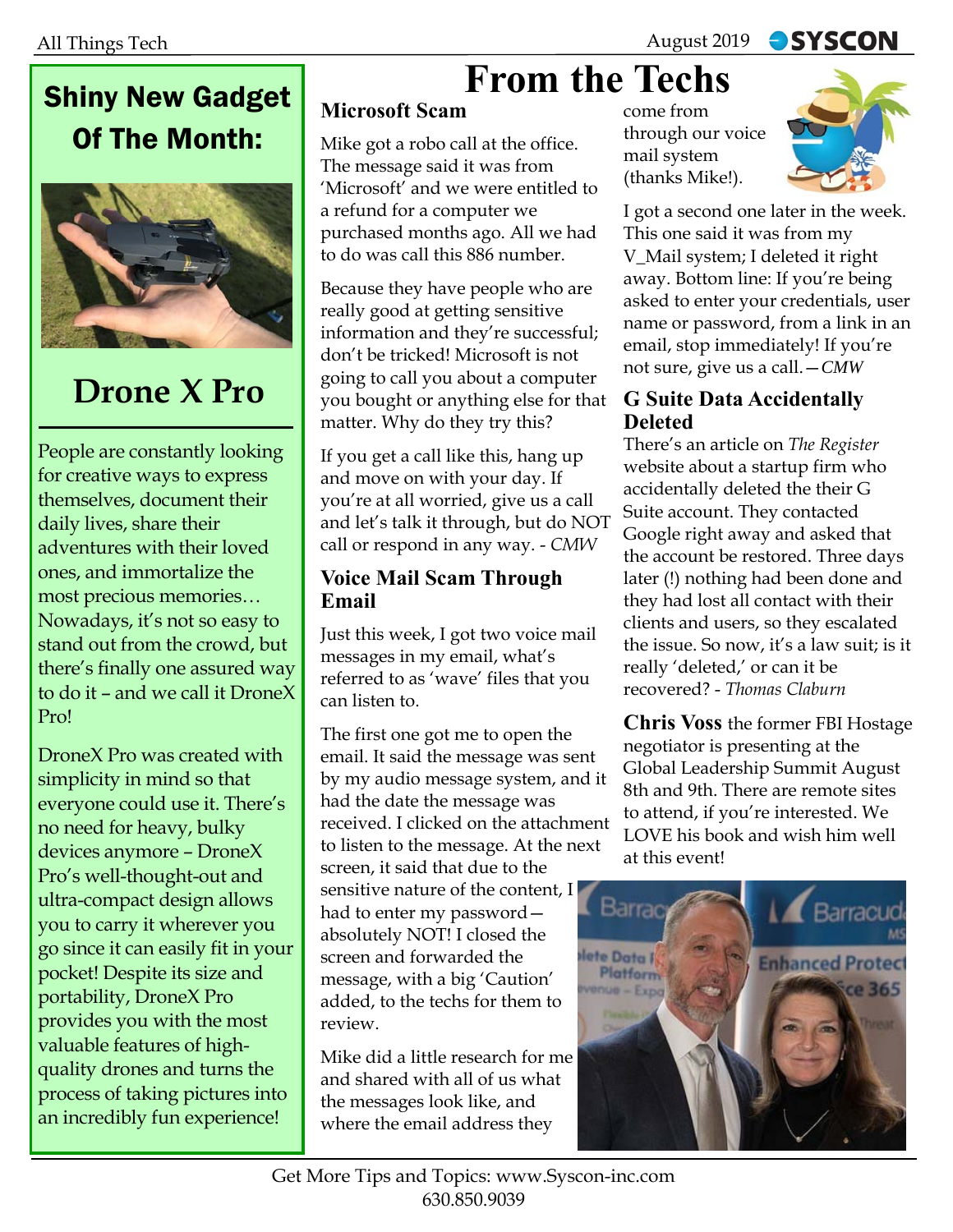## Shiny New Gadget Of The Month:

## Drone X Pro

People are constantly looking for creative ways to express themselves, document their daily lives, share their adventures with their loved ones, and immortalize the most precious memories… Nowadays, it's not so easy to stand out from the crowd, but there's finally one assured way to do it – and we call it DroneX Pro!

DroneX Pro was created with simplicity in mind so that everyone could use it. There's no need for heavy, bulky devices anymore – DroneX Pro's well-thought-out and ultra-compact design allows you to carry it wherever you go since it can easily fit in your pocket! Despite its size and portability, DroneX Pro provides you with the most valuable features of high-quality drones and turns the process of taking pictures into an incredibly fun experience!

# From the Techs

### Microsoft Scam

Mike got a robo call at the office. The message said it was from 'Microsoft' and we were entitled to a refund for a computer we purchased months ago. All we had to do was call this 886 number.

Because they have people who are really good at getting sensitive information and they're successful; don't be tricked! Microsoft is not going to call you about a computer you bought or anything else for that matter. Why do they try this?

If you get a call like this, hang up and move on with your day. If you're at all worried, give us a call and let's talk it through, but do NOT call or respond in any way. - *CMW*

### Voice Mail Scam Through Email

Just this week, I got two voice mail messages in my email, what's referred to as 'wave' files that you can listen to.

The first one got me to open the email. It said the message was sent by my audio message system, and it had the date the message was received. I clicked on the attachment to listen to the message. At the next screen, it said that due to the sensitive nature of the content, I had to enter my password—absolutely NOT! I closed the screen and forwarded the message, with a big 'Caution' added, to the techs for them to review.

Mike did a little research for me and shared with all of us what the messages look like, and where the email address they come from through our voice mail system (thanks Mike!).

I got a second one later in the week. This one said it was from my V_Mail system; I deleted it right away. Bottom line: If you're being asked to enter your credentials, user name or password, from a link in an email, stop immediately! If you're not sure, give us a call.—*CMW*

### G Suite Data Accidentally Deleted

There's an article on *The Register* website about a startup firm who accidentally deleted the their G Suite account. They contacted Google right away and asked that the account be restored. Three days later (!) nothing had been done and they had lost all contact with their clients and users, so they escalated the issue. So now, it's a law suit; is it really 'deleted,' or can it be recovered? - *Thomas Claburn*

**Chris Voss** the former FBI Hostage negotiator is presenting at the Global Leadership Summit August 8th and 9th. There are remote sites to attend, if you're interested. We LOVE his book and wish him well at this event!

Get More Tips and Topics: www.Syscon-inc.com
630.850.9039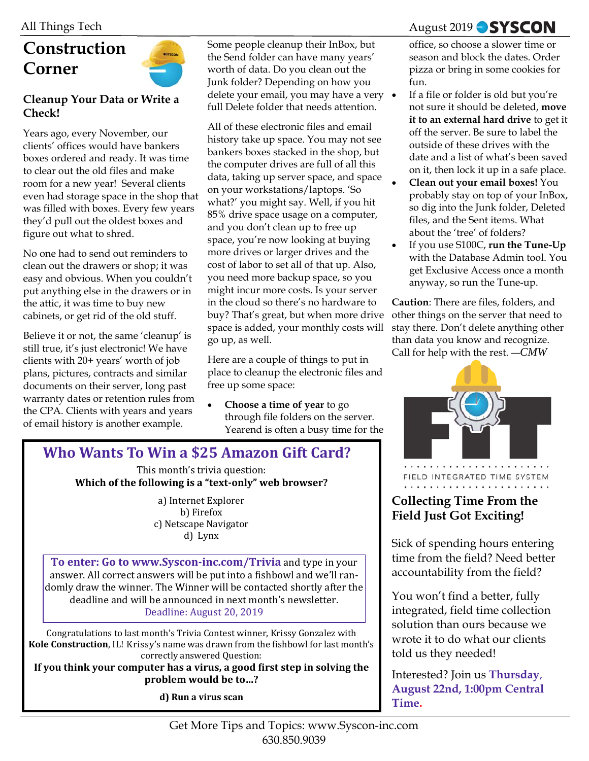# Construction Corner

## Cleanup Your Data or Write a Check!

Years ago, every November, our clients' offices would have bankers boxes ordered and ready. It was time to clear out the old files and make room for a new year! Several clients even had storage space in the shop that was filled with boxes. Every few years they'd pull out the oldest boxes and figure out what to shred.

No one had to send out reminders to clean out the drawers or shop; it was easy and obvious. When you couldn't put anything else in the drawers or in the attic, it was time to buy new cabinets, or get rid of the old stuff.

Believe it or not, the same 'cleanup' is still true, it's just electronic! We have clients with 20+ years' worth of job plans, pictures, contracts and similar documents on their server, long past warranty dates or retention rules from the CPA. Clients with years and years of email history is another example.

Some people cleanup their InBox, but the Send folder can have many years' worth of data. Do you clean out the Junk folder? Depending on how you delete your email, you may have a very full Delete folder that needs attention.

All of these electronic files and email history take up space. You may not see bankers boxes stacked in the shop, but the computer drives are full of all this data, taking up server space, and space on your workstations/laptops. 'So what?' you might say. Well, if you hit 85% drive space usage on a computer, and you don't clean up to free up space, you're now looking at buying more drives or larger drives and the cost of labor to set all of that up. Also, you need more backup space, so you might incur more costs. Is your server in the cloud so there's no hardware to buy? That's great, but when more drive space is added, your monthly costs will go up, as well.

Here are a couple of things to put in place to cleanup the electronic files and free up some space:

- **Choose a time of year** to go through file folders on the server. Yearend is often a busy time for the office, so choose a slower time or season and block the dates. Order pizza or bring in some cookies for fun.
- If a file or folder is old but you're not sure it should be deleted, **move it to an external hard drive** to get it off the server. Be sure to label the outside of these drives with the date and a list of what's been saved on it, then lock it up in a safe place.
- **Clean out your email boxes!** You probably stay on top of your InBox, so dig into the Junk folder, Deleted files, and the Sent items. What about the 'tree' of folders?
- If you use S100C, **run the Tune-Up** with the Database Admin tool. You get Exclusive Access once a month anyway, so run the Tune-up.

**Caution**: There are files, folders, and other things on the server that need to stay there. Don't delete anything other than data you know and recognize. Call for help with the rest. —*CMW*

## Who Wants To Win a $25 Amazon Gift Card?

This month's trivia question:
**Which of the following is a "text-only" web browser?**

a) Internet Explorer
b) Firefox
c) Netscape Navigator
d) Lynx

**To enter: Go to www.Syscon-inc.com/Trivia** and type in your answer. All correct answers will be put into a fishbowl and we'll randomly draw the winner. The Winner will be contacted shortly after the deadline and will be announced in next month's newsletter.
Deadline: August 20, 2019

Congratulations to last month's Trivia Contest winner, Krissy Gonzalez with **Kole Construction**, IL! Krissy's name was drawn from the fishbowl for last month's correctly answered Question:
**If you think your computer has a virus, a good first step in solving the problem would be to…?**

**d) Run a virus scan**

FIT
FIELD INTEGRATED TIME SYSTEM

## Collecting Time From the Field Just Got Exciting!

Sick of spending hours entering time from the field? Need better accountability from the field?

You won't find a better, fully integrated, field time collection solution than ours because we wrote it to do what our clients told us they needed!

Interested? Join us **Thursday, August 22nd, 1:00pm Central Time.**

Get More Tips and Topics: www.Syscon-inc.com
630.850.9039